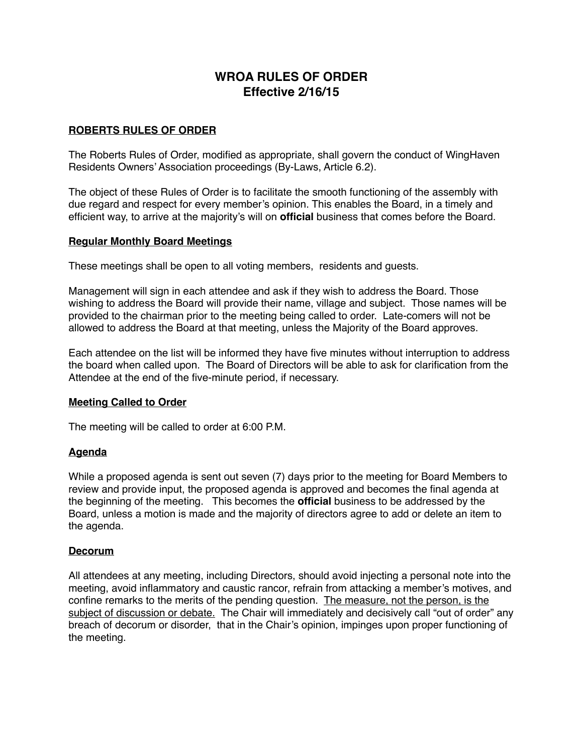# WROA RULES OF ORDER
## Effective 2/16/15

**ROBERTS RULES OF ORDER**

The Roberts Rules of Order, modified as appropriate, shall govern the conduct of WingHaven Residents Owners' Association proceedings (By-Laws, Article 6.2).

The object of these Rules of Order is to facilitate the smooth functioning of the assembly with due regard and respect for every member's opinion. This enables the Board, in a timely and efficient way, to arrive at the majority's will on **official** business that comes before the Board.

**Regular Monthly Board Meetings**

These meetings shall be open to all voting members, residents and guests.

Management will sign in each attendee and ask if they wish to address the Board. Those wishing to address the Board will provide their name, village and subject. Those names will be provided to the chairman prior to the meeting being called to order. Late-comers will not be allowed to address the Board at that meeting, unless the Majority of the Board approves.

Each attendee on the list will be informed they have five minutes without interruption to address the board when called upon. The Board of Directors will be able to ask for clarification from the Attendee at the end of the five-minute period, if necessary.

**Meeting Called to Order**

The meeting will be called to order at 6:00 P.M.

**Agenda**

While a proposed agenda is sent out seven (7) days prior to the meeting for Board Members to review and provide input, the proposed agenda is approved and becomes the final agenda at the beginning of the meeting. This becomes the **official** business to be addressed by the Board, unless a motion is made and the majority of directors agree to add or delete an item to the agenda.

**Decorum**

All attendees at any meeting, including Directors, should avoid injecting a personal note into the meeting, avoid inflammatory and caustic rancor, refrain from attacking a member's motives, and confine remarks to the merits of the pending question. <u>The measure, not the person, is the subject of discussion or debate.</u> The Chair will immediately and decisively call "out of order" any breach of decorum or disorder, that in the Chair's opinion, impinges upon proper functioning of the meeting.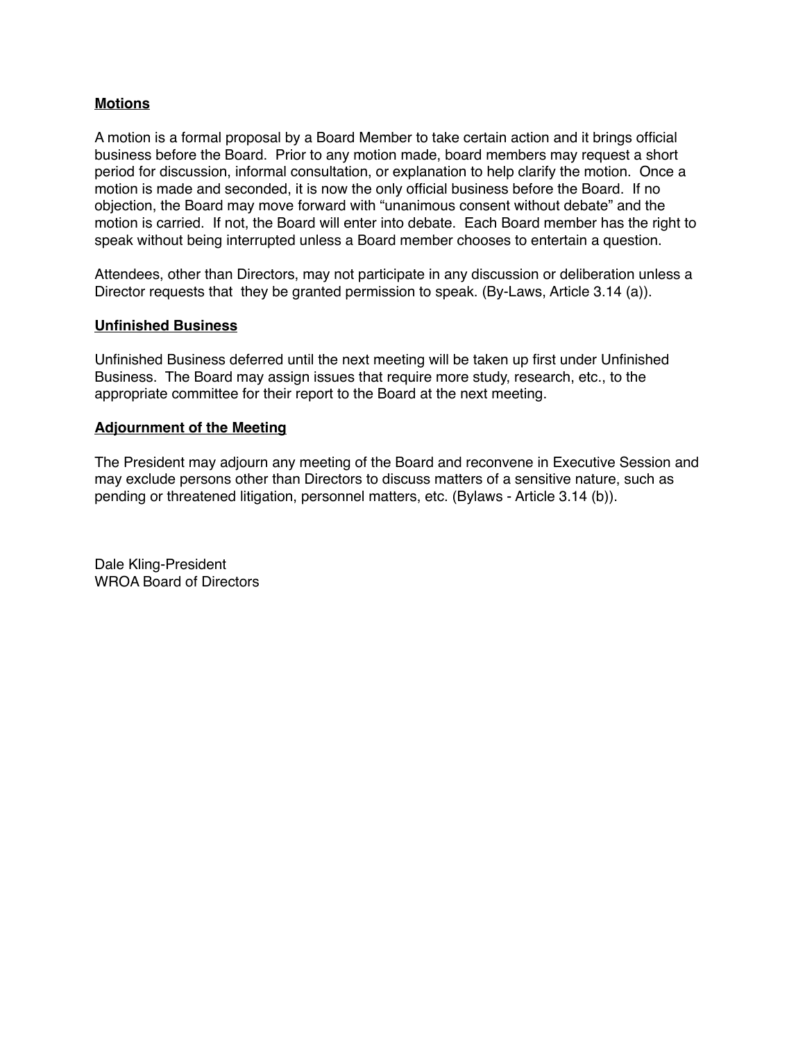**Motions**

A motion is a formal proposal by a Board Member to take certain action and it brings official business before the Board. Prior to any motion made, board members may request a short period for discussion, informal consultation, or explanation to help clarify the motion. Once a motion is made and seconded, it is now the only official business before the Board. If no objection, the Board may move forward with "unanimous consent without debate" and the motion is carried. If not, the Board will enter into debate. Each Board member has the right to speak without being interrupted unless a Board member chooses to entertain a question.

Attendees, other than Directors, may not participate in any discussion or deliberation unless a Director requests that they be granted permission to speak. (By-Laws, Article 3.14 (a)).

**Unfinished Business**

Unfinished Business deferred until the next meeting will be taken up first under Unfinished Business. The Board may assign issues that require more study, research, etc., to the appropriate committee for their report to the Board at the next meeting.

**Adjournment of the Meeting**

The President may adjourn any meeting of the Board and reconvene in Executive Session and may exclude persons other than Directors to discuss matters of a sensitive nature, such as pending or threatened litigation, personnel matters, etc. (Bylaws - Article 3.14 (b)).

Dale Kling-President
WROA Board of Directors